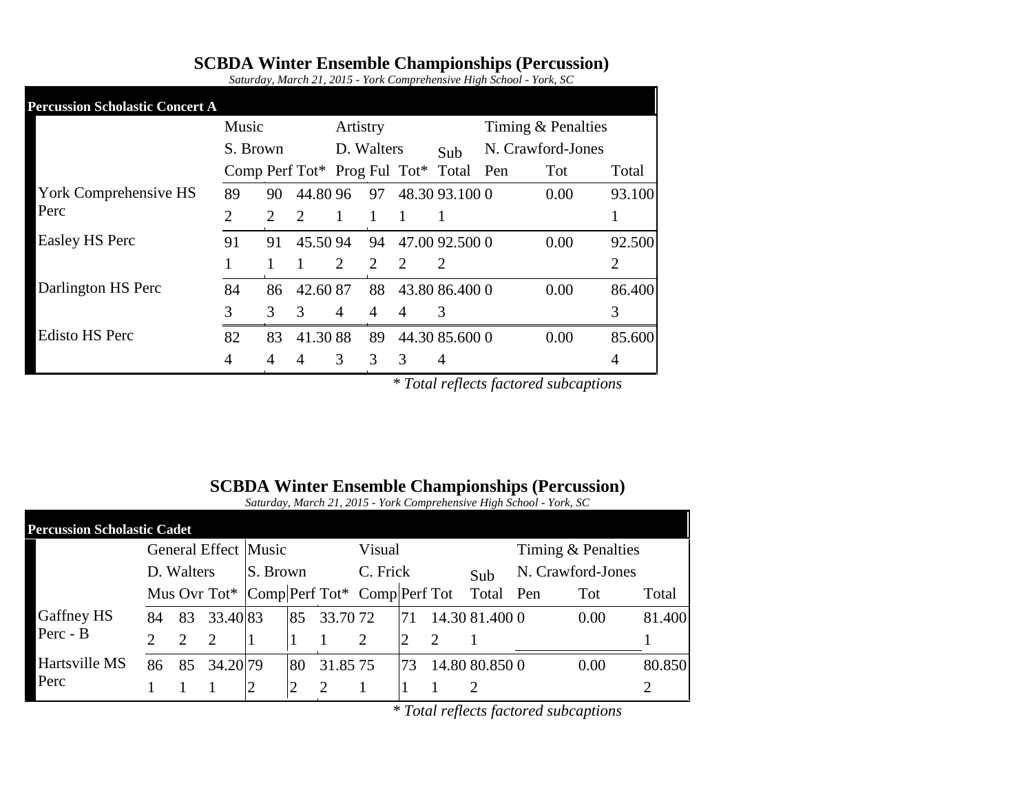## SCBDA Winter Ensemble Championships (Percussion)

*Saturday, March 21, 2015 - York Comprehensive High School - York, SC*

### Percussion Scholastic Concert A

| | Music | | | Artistry | | | Sub | Timing & Penalties | | |
|---|---|---|---|---|---|---|---|---|---|---|
| | S. Brown | | | D. Walters | | | | N. Crawford-Jones | | |
| | Comp | Perf | Tot* | Prog | Ful | Tot* | Total | Pen | Tot | Total |
| York Comprehensive HS Perc | 89 | 90 | 44.80 | 96 | 97 | 48.30 | 93.100 | 0 | 0.00 | 93.100 |
| | 2 | 2 | 2 | 1 | 1 | 1 | 1 | | | 1 |
| Easley HS Perc | 91 | 91 | 45.50 | 94 | 94 | 47.00 | 92.500 | 0 | 0.00 | 92.500 |
| | 1 | 1 | 1 | 2 | 2 | 2 | 2 | | | 2 |
| Darlington HS Perc | 84 | 86 | 42.60 | 87 | 88 | 43.80 | 86.400 | 0 | 0.00 | 86.400 |
| | 3 | 3 | 3 | 4 | 4 | 4 | 3 | | | 3 |
| Edisto HS Perc | 82 | 83 | 41.30 | 88 | 89 | 44.30 | 85.600 | 0 | 0.00 | 85.600 |
| | 4 | 4 | 4 | 3 | 3 | 3 | 4 | | | 4 |

*\* Total reflects factored subcaptions*

## SCBDA Winter Ensemble Championships (Percussion)

*Saturday, March 21, 2015 - York Comprehensive High School - York, SC*

### Percussion Scholastic Cadet

| | General Effect | | | Music | | | Visual | | | Sub | Timing & Penalties | | |
|---|---|---|---|---|---|---|---|---|---|---|---|---|---|
| | D. Walters | | | S. Brown | | | C. Frick | | | | N. Crawford-Jones | | |
| | Mus | Ovr | Tot* | Comp | Perf | Tot* | Comp | Perf | Tot | Total | Pen | Tot | Total |
| Gaffney HS Perc - B | 84 | 83 | 33.40 | 83 | 85 | 33.70 | 72 | 71 | 14.30 | 81.400 | 0 | 0.00 | 81.400 |
| | 2 | 2 | 2 | 1 | 1 | 1 | 2 | 2 | 2 | 1 | | | 1 |
| Hartsville MS Perc | 86 | 85 | 34.20 | 79 | 80 | 31.85 | 75 | 73 | 14.80 | 80.850 | 0 | 0.00 | 80.850 |
| | 1 | 1 | 1 | 2 | 2 | 2 | 1 | 1 | 1 | 2 | | | 2 |

*\* Total reflects factored subcaptions*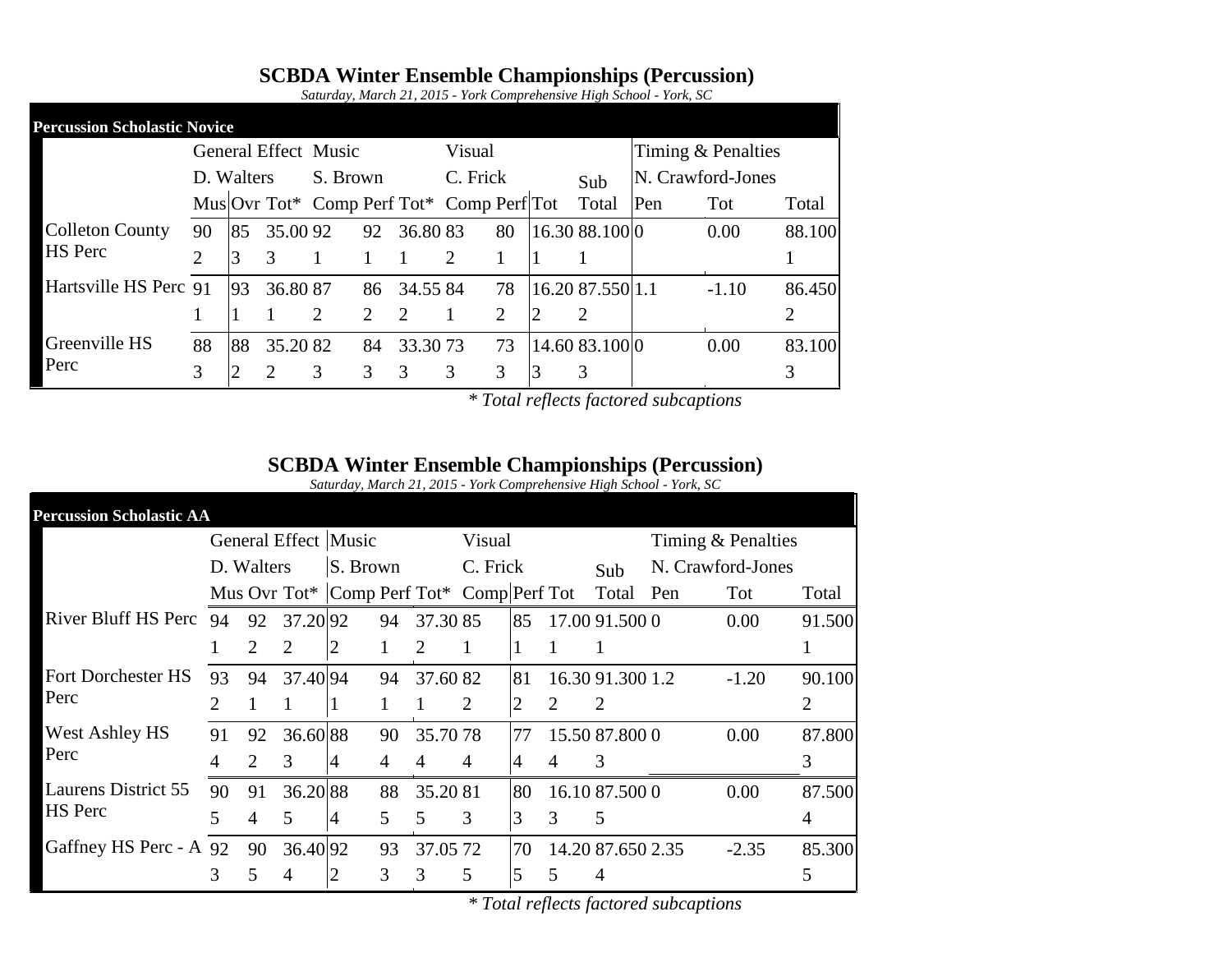# SCBDA Winter Ensemble Championships (Percussion)

*Saturday, March 21, 2015 - York Comprehensive High School - York, SC*

## Percussion Scholastic Novice

| | General Effect | | | Music | | | Visual | | | | Timing & Penalties | | |
|---|---|---|---|---|---|---|---|---|---|---|---|---|---|
| | D. Walters | | | S. Brown | | | C. Frick | | | Sub | N. Crawford-Jones | | |
| | Mus | Ovr | Tot* | Comp | Perf | Tot* | Comp | Perf | Tot | Total | Pen | Tot | Total |
| Colleton County HS Perc | 90 | 85 | 35.00 | 92 | 92 | 36.80 | 83 | 80 | 16.30 | 88.100 | 0 | 0.00 | 88.100 |
| | 2 | 3 | 3 | 1 | 1 | 1 | 2 | 1 | 1 | 1 | | | 1 |
| Hartsville HS Perc | 91 | 93 | 36.80 | 87 | 86 | 34.55 | 84 | 78 | 16.20 | 87.550 | 1.1 | -1.10 | 86.450 |
| | 1 | 1 | 1 | 2 | 2 | 2 | 1 | 2 | 2 | 2 | | | 2 |
| Greenville HS Perc | 88 | 88 | 35.20 | 82 | 84 | 33.30 | 73 | 73 | 14.60 | 83.100 | 0 | 0.00 | 83.100 |
| | 3 | 2 | 2 | 3 | 3 | 3 | 3 | 3 | 3 | 3 | | | 3 |

*\* Total reflects factored subcaptions*

# SCBDA Winter Ensemble Championships (Percussion)

*Saturday, March 21, 2015 - York Comprehensive High School - York, SC*

## Percussion Scholastic AA

| | General Effect | | | Music | | | Visual | | | | Timing & Penalties | | |
|---|---|---|---|---|---|---|---|---|---|---|---|---|---|
| | D. Walters | | | S. Brown | | | C. Frick | | | Sub | N. Crawford-Jones | | |
| | Mus | Ovr | Tot* | Comp | Perf | Tot* | Comp | Perf | Tot | Total | Pen | Tot | Total |
| River Bluff HS Perc | 94 | 92 | 37.20 | 92 | 94 | 37.30 | 85 | 85 | 17.00 | 91.500 | 0 | 0.00 | 91.500 |
| | 1 | 2 | 2 | 2 | 1 | 2 | 1 | 1 | 1 | 1 | | | 1 |
| Fort Dorchester HS Perc | 93 | 94 | 37.40 | 94 | 94 | 37.60 | 82 | 81 | 16.30 | 91.300 | 1.2 | -1.20 | 90.100 |
| | 2 | 1 | 1 | 1 | 1 | 1 | 2 | 2 | 2 | 2 | | | 2 |
| West Ashley HS Perc | 91 | 92 | 36.60 | 88 | 90 | 35.70 | 78 | 77 | 15.50 | 87.800 | 0 | 0.00 | 87.800 |
| | 4 | 2 | 3 | 4 | 4 | 4 | 4 | 4 | 4 | 3 | | | 3 |
| Laurens District 55 HS Perc | 90 | 91 | 36.20 | 88 | 88 | 35.20 | 81 | 80 | 16.10 | 87.500 | 0 | 0.00 | 87.500 |
| | 5 | 4 | 5 | 4 | 5 | 5 | 3 | 3 | 3 | 5 | | | 4 |
| Gaffney HS Perc - A | 92 | 90 | 36.40 | 92 | 93 | 37.05 | 72 | 70 | 14.20 | 87.650 | 2.35 | -2.35 | 85.300 |
| | 3 | 5 | 4 | 2 | 3 | 3 | 5 | 5 | 5 | 4 | | | 5 |

*\* Total reflects factored subcaptions*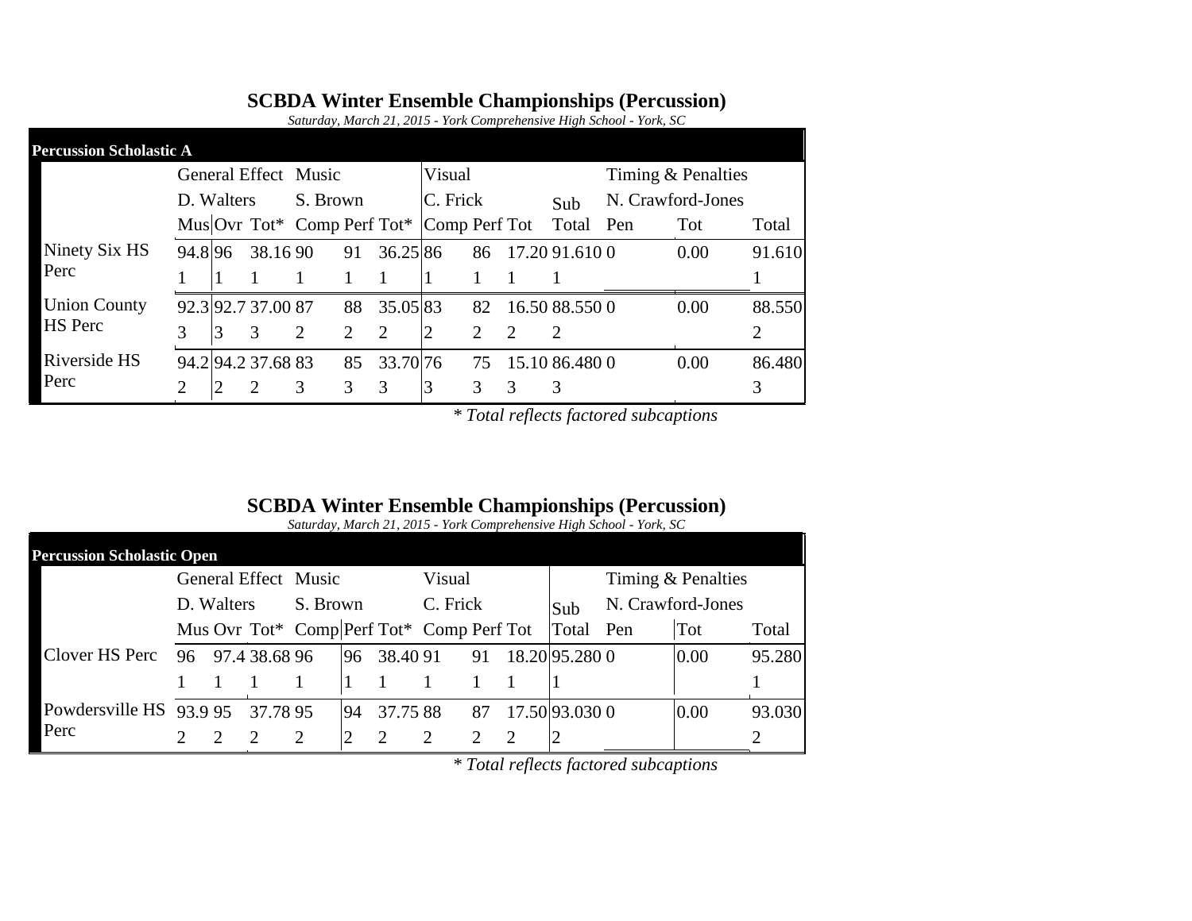## SCBDA Winter Ensemble Championships (Percussion)

*Saturday, March 21, 2015 - York Comprehensive High School - York, SC*

**Percussion Scholastic A**

| | General Effect | | | Music | | | Visual | | | | Timing & Penalties | | |
|---|---|---|---|---|---|---|---|---|---|---|---|---|---|
| | D. Walters | | | S. Brown | | | C. Frick | | | Sub | N. Crawford-Jones | | |
| | Mus | Ovr | Tot* | Comp | Perf | Tot* | Comp | Perf | Tot | Total | Pen | Tot | Total |
| Ninety Six HS Perc | 94.8 | 96 | 38.16 | 90 | 91 | 36.25 | 86 | 86 | 17.20 | 91.610 | 0 | 0.00 | 91.610 |
| | 1 | 1 | 1 | 1 | 1 | 1 | 1 | 1 | 1 | 1 | | | 1 |
| Union County HS Perc | 92.3 | 92.7 | 37.00 | 87 | 88 | 35.05 | 83 | 82 | 16.50 | 88.550 | 0 | 0.00 | 88.550 |
| | 3 | 3 | 3 | 2 | 2 | 2 | 2 | 2 | 2 | 2 | | | 2 |
| Riverside HS Perc | 94.2 | 94.2 | 37.68 | 83 | 85 | 33.70 | 76 | 75 | 15.10 | 86.480 | 0 | 0.00 | 86.480 |
| | 2 | 2 | 2 | 3 | 3 | 3 | 3 | 3 | 3 | 3 | | | 3 |

*\* Total reflects factored subcaptions*

## SCBDA Winter Ensemble Championships (Percussion)

*Saturday, March 21, 2015 - York Comprehensive High School - York, SC*

**Percussion Scholastic Open**

| | General Effect | | | Music | | | Visual | | | | Timing & Penalties | | |
|---|---|---|---|---|---|---|---|---|---|---|---|---|---|
| | D. Walters | | | S. Brown | | | C. Frick | | | Sub | N. Crawford-Jones | | |
| | Mus | Ovr | Tot* | Comp | Perf | Tot* | Comp | Perf | Tot | Total | Pen | Tot | Total |
| Clover HS Perc | 96 | 97.4 | 38.68 | 96 | 96 | 38.40 | 91 | 91 | 18.20 | 95.280 | 0 | 0.00 | 95.280 |
| | 1 | 1 | 1 | 1 | 1 | 1 | 1 | 1 | 1 | 1 | | | 1 |
| Powdersville HS Perc | 93.9 | 95 | 37.78 | 95 | 94 | 37.75 | 88 | 87 | 17.50 | 93.030 | 0 | 0.00 | 93.030 |
| | 2 | 2 | 2 | 2 | 2 | 2 | 2 | 2 | 2 | 2 | | | 2 |

*\* Total reflects factored subcaptions*